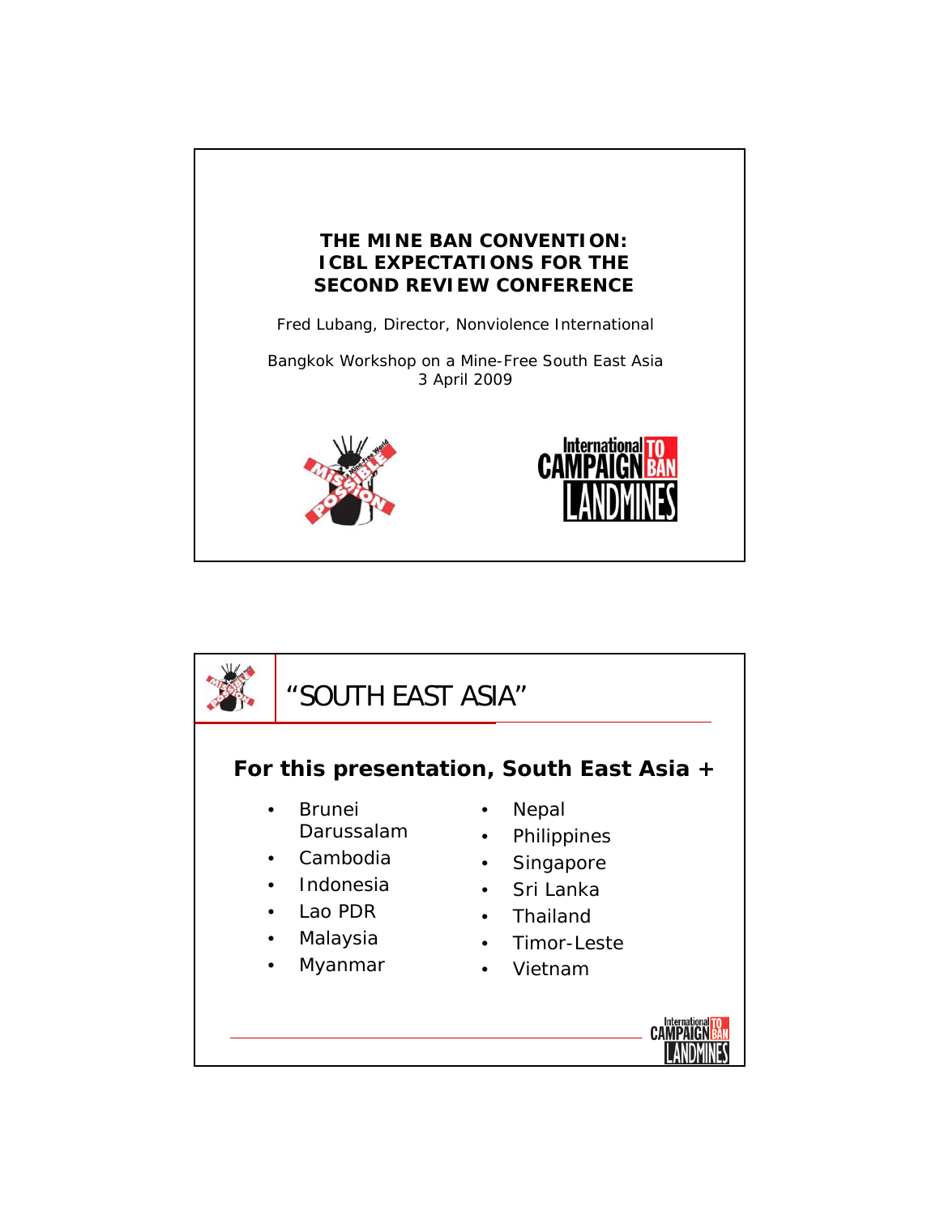# THE MINE BAN CONVENTION: ICBL EXPECTATIONS FOR THE SECOND REVIEW CONFERENCE

Fred Lubang, Director, Nonviolence International

Bangkok Workshop on a Mine-Free South East Asia
3 April 2009

## "SOUTH EAST ASIA"

**For this presentation, South East Asia +**

- Brunei Darussalam
- Cambodia
- Indonesia
- Lao PDR
- Malaysia
- Myanmar
- Nepal
- Philippines
- Singapore
- Sri Lanka
- Thailand
- Timor-Leste
- Vietnam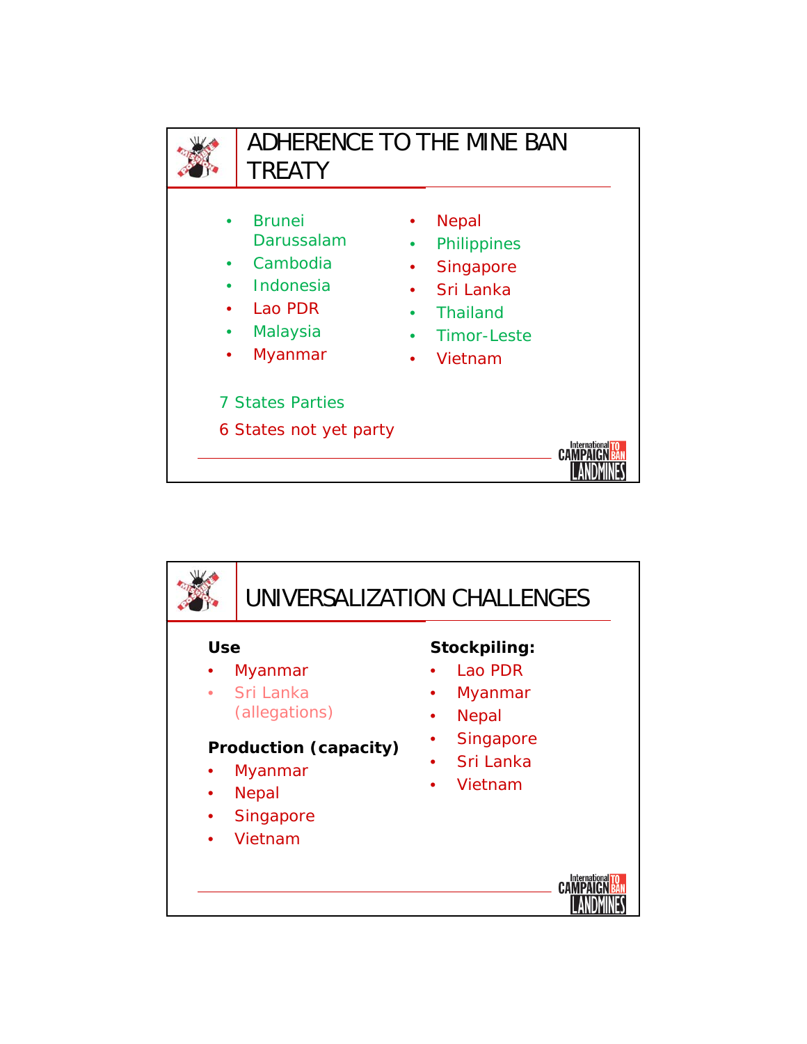# ADHERENCE TO THE MINE BAN TREATY

- Brunei Darussalam
- Cambodia
- Indonesia
- Lao PDR
- Malaysia
- Myanmar
- Nepal
- Philippines
- Singapore
- Sri Lanka
- Thailand
- Timor-Leste
- Vietnam

7 States Parties

6 States not yet party

# UNIVERSALIZATION CHALLENGES

**Use**

- Myanmar
- Sri Lanka (allegations)

**Production (capacity)**

- Myanmar
- Nepal
- Singapore
- Vietnam

**Stockpiling:**

- Lao PDR
- Myanmar
- Nepal
- Singapore
- Sri Lanka
- Vietnam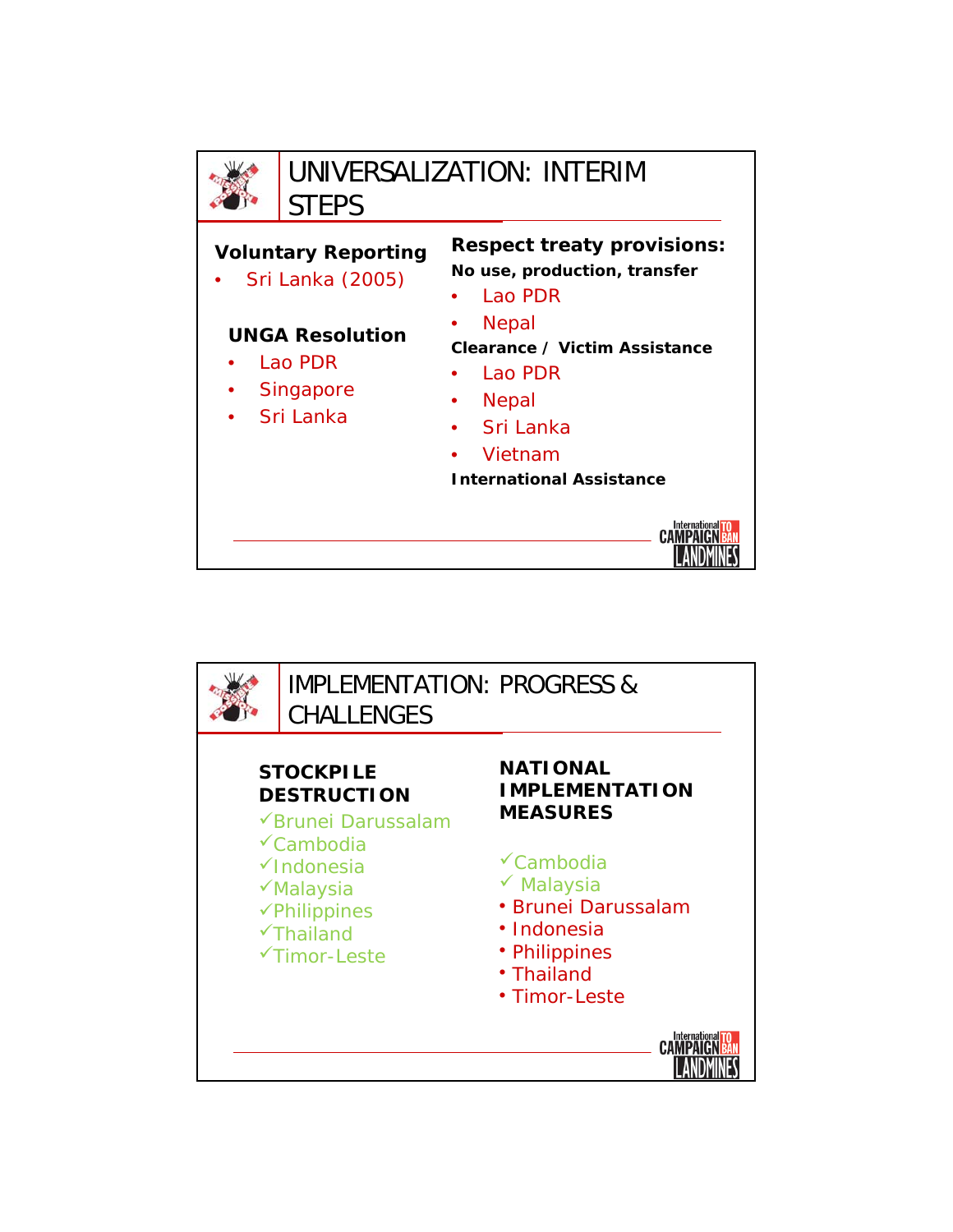# UNIVERSALIZATION: INTERIM STEPS

**Voluntary Reporting**

- Sri Lanka (2005)

**UNGA Resolution**

- Lao PDR
- Singapore
- Sri Lanka

**Respect treaty provisions:**

**No use, production, transfer**

- Lao PDR
- Nepal

**Clearance / Victim Assistance**

- Lao PDR
- Nepal
- Sri Lanka
- Vietnam

**International Assistance**

# IMPLEMENTATION: PROGRESS & CHALLENGES

**STOCKPILE DESTRUCTION**

- ✓Brunei Darussalam
- ✓Cambodia
- ✓Indonesia
- ✓Malaysia
- ✓Philippines
- ✓Thailand
- ✓Timor-Leste

**NATIONAL IMPLEMENTATION MEASURES**

- ✓Cambodia
- ✓ Malaysia
- Brunei Darussalam
- Indonesia
- Philippines
- Thailand
- Timor-Leste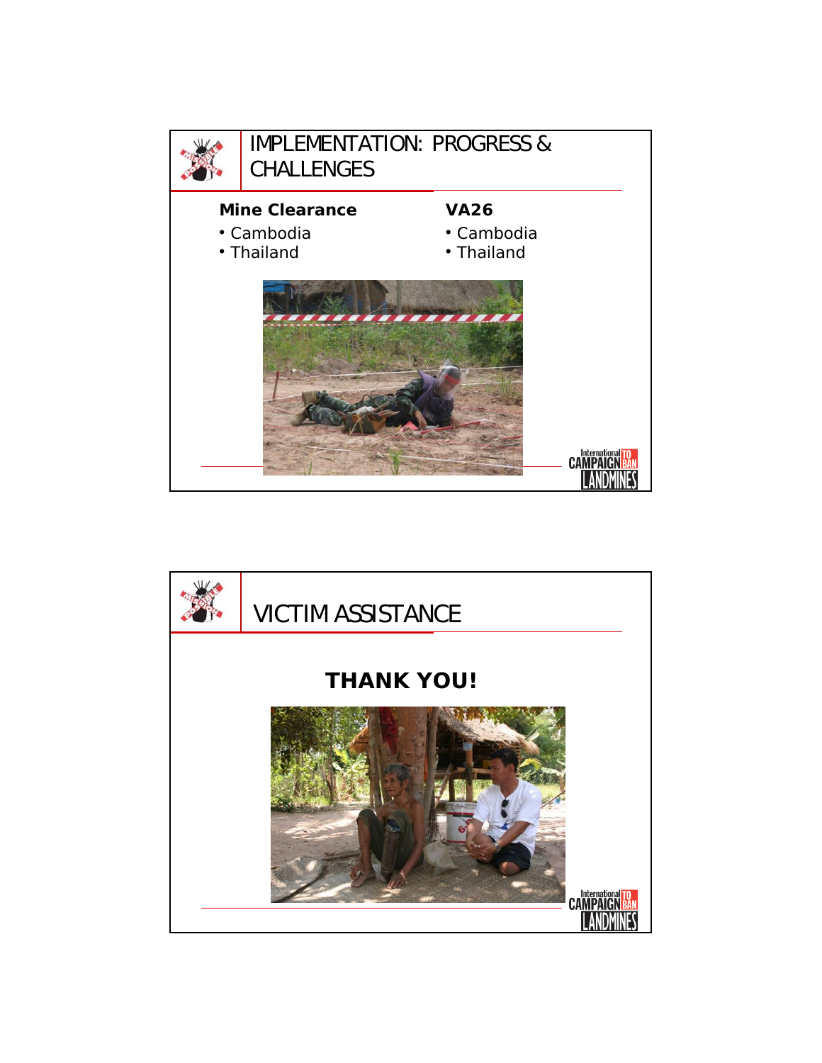## IMPLEMENTATION: PROGRESS & CHALLENGES

**Mine Clearance**

- Cambodia
- Thailand

**VA26**

- Cambodia
- Thailand

## VICTIM ASSISTANCE

**THANK YOU!**